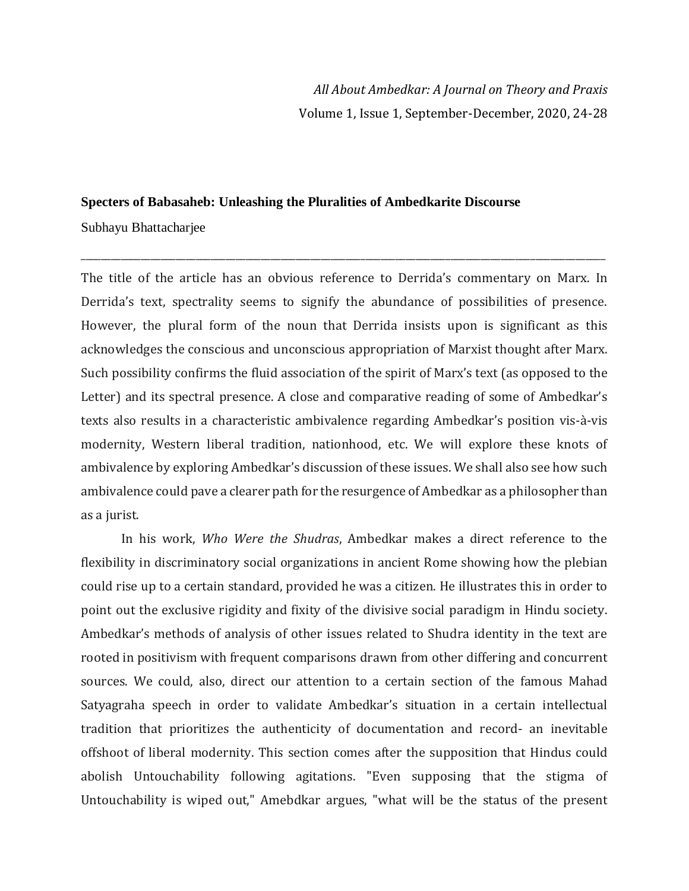**Specters of Babasaheb: Unleashing the Pluralities of Ambedkarite Discourse**

Subhayu Bhattacharjee

---

The title of the article has an obvious reference to Derrida's commentary on Marx. In Derrida's text, spectrality seems to signify the abundance of possibilities of presence. However, the plural form of the noun that Derrida insists upon is significant as this acknowledges the conscious and unconscious appropriation of Marxist thought after Marx. Such possibility confirms the fluid association of the spirit of Marx's text (as opposed to the Letter) and its spectral presence. A close and comparative reading of some of Ambedkar's texts also results in a characteristic ambivalence regarding Ambedkar's position vis-à-vis modernity, Western liberal tradition, nationhood, etc. We will explore these knots of ambivalence by exploring Ambedkar's discussion of these issues. We shall also see how such ambivalence could pave a clearer path for the resurgence of Ambedkar as a philosopher than as a jurist.

In his work, *Who Were the Shudras*, Ambedkar makes a direct reference to the flexibility in discriminatory social organizations in ancient Rome showing how the plebian could rise up to a certain standard, provided he was a citizen. He illustrates this in order to point out the exclusive rigidity and fixity of the divisive social paradigm in Hindu society. Ambedkar's methods of analysis of other issues related to Shudra identity in the text are rooted in positivism with frequent comparisons drawn from other differing and concurrent sources. We could, also, direct our attention to a certain section of the famous Mahad Satyagraha speech in order to validate Ambedkar's situation in a certain intellectual tradition that prioritizes the authenticity of documentation and record- an inevitable offshoot of liberal modernity. This section comes after the supposition that Hindus could abolish Untouchability following agitations. "Even supposing that the stigma of Untouchability is wiped out," Amebdkar argues, "what will be the status of the present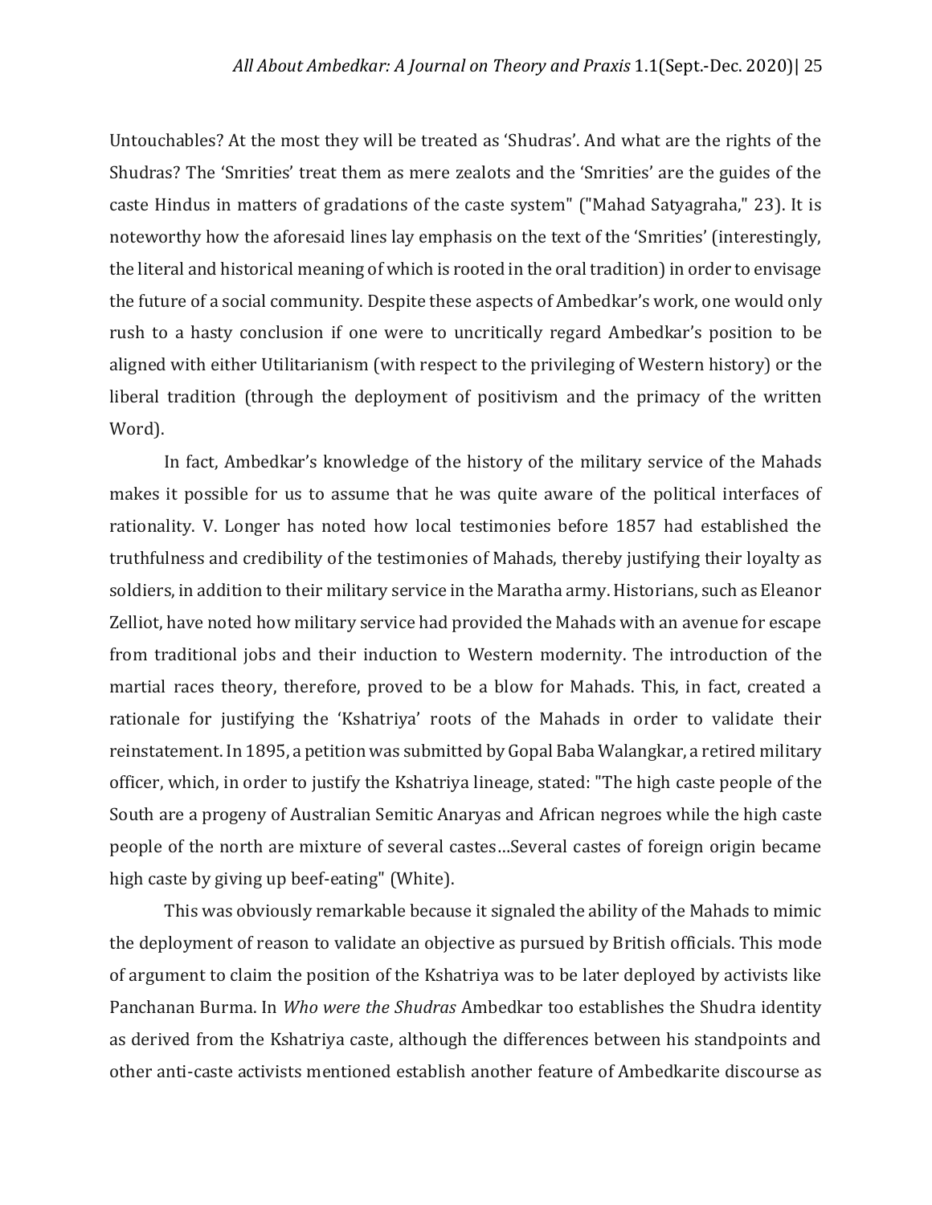Untouchables? At the most they will be treated as 'Shudras'. And what are the rights of the Shudras? The 'Smrities' treat them as mere zealots and the 'Smrities' are the guides of the caste Hindus in matters of gradations of the caste system" ("Mahad Satyagraha," 23). It is noteworthy how the aforesaid lines lay emphasis on the text of the 'Smrities' (interestingly, the literal and historical meaning of which is rooted in the oral tradition) in order to envisage the future of a social community. Despite these aspects of Ambedkar's work, one would only rush to a hasty conclusion if one were to uncritically regard Ambedkar's position to be aligned with either Utilitarianism (with respect to the privileging of Western history) or the liberal tradition (through the deployment of positivism and the primacy of the written Word).

In fact, Ambedkar's knowledge of the history of the military service of the Mahads makes it possible for us to assume that he was quite aware of the political interfaces of rationality. V. Longer has noted how local testimonies before 1857 had established the truthfulness and credibility of the testimonies of Mahads, thereby justifying their loyalty as soldiers, in addition to their military service in the Maratha army. Historians, such as Eleanor Zelliot, have noted how military service had provided the Mahads with an avenue for escape from traditional jobs and their induction to Western modernity. The introduction of the martial races theory, therefore, proved to be a blow for Mahads. This, in fact, created a rationale for justifying the 'Kshatriya' roots of the Mahads in order to validate their reinstatement. In 1895, a petition was submitted by Gopal Baba Walangkar, a retired military officer, which, in order to justify the Kshatriya lineage, stated: "The high caste people of the South are a progeny of Australian Semitic Anaryas and African negroes while the high caste people of the north are mixture of several castes…Several castes of foreign origin became high caste by giving up beef-eating" (White).

This was obviously remarkable because it signaled the ability of the Mahads to mimic the deployment of reason to validate an objective as pursued by British officials. This mode of argument to claim the position of the Kshatriya was to be later deployed by activists like Panchanan Burma. In *Who were the Shudras* Ambedkar too establishes the Shudra identity as derived from the Kshatriya caste, although the differences between his standpoints and other anti-caste activists mentioned establish another feature of Ambedkarite discourse as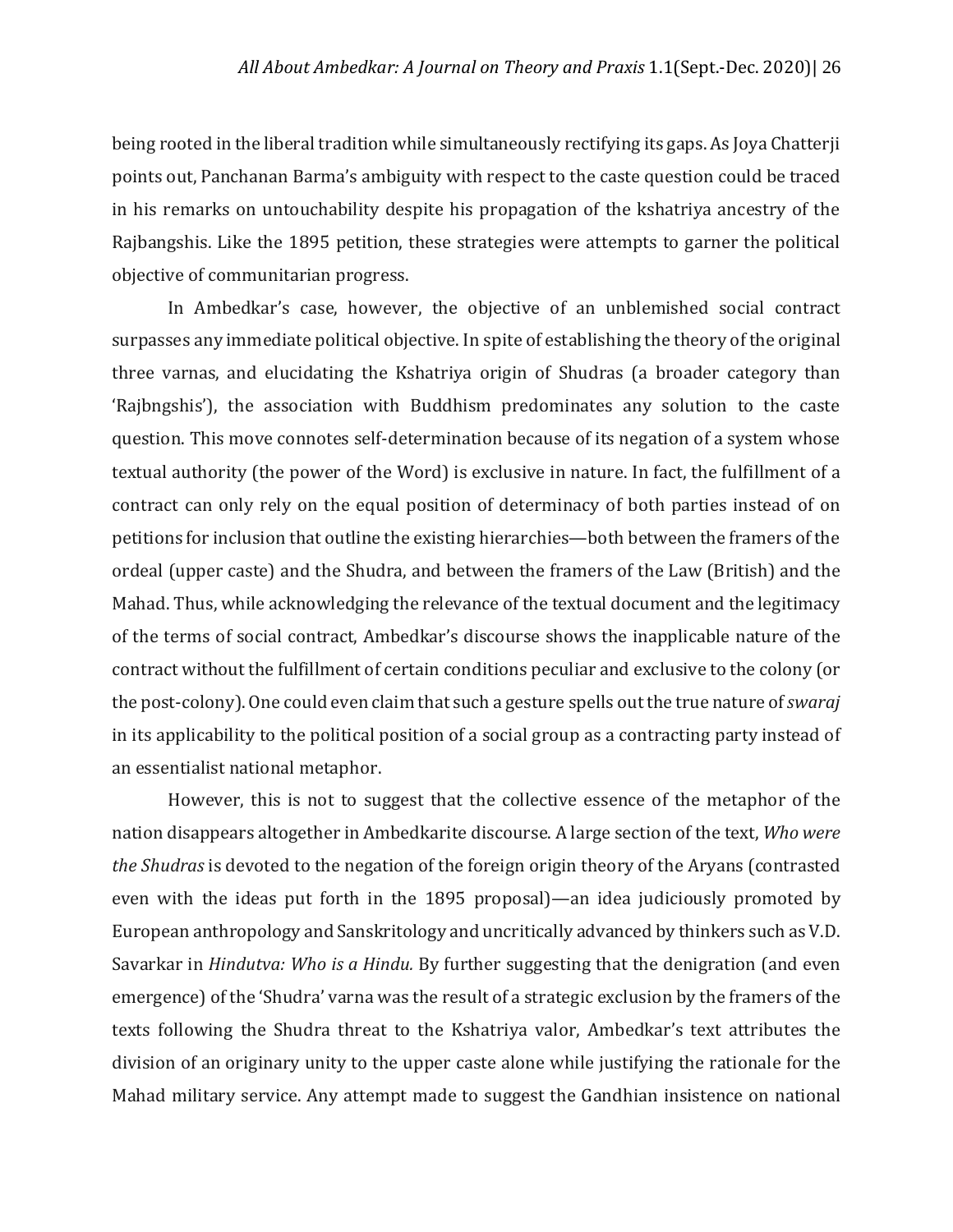being rooted in the liberal tradition while simultaneously rectifying its gaps. As Joya Chatterji points out, Panchanan Barma's ambiguity with respect to the caste question could be traced in his remarks on untouchability despite his propagation of the kshatriya ancestry of the Rajbangshis. Like the 1895 petition, these strategies were attempts to garner the political objective of communitarian progress.

In Ambedkar's case, however, the objective of an unblemished social contract surpasses any immediate political objective. In spite of establishing the theory of the original three varnas, and elucidating the Kshatriya origin of Shudras (a broader category than 'Rajbngshis'), the association with Buddhism predominates any solution to the caste question. This move connotes self-determination because of its negation of a system whose textual authority (the power of the Word) is exclusive in nature. In fact, the fulfillment of a contract can only rely on the equal position of determinacy of both parties instead of on petitions for inclusion that outline the existing hierarchies—both between the framers of the ordeal (upper caste) and the Shudra, and between the framers of the Law (British) and the Mahad. Thus, while acknowledging the relevance of the textual document and the legitimacy of the terms of social contract, Ambedkar's discourse shows the inapplicable nature of the contract without the fulfillment of certain conditions peculiar and exclusive to the colony (or the post-colony). One could even claim that such a gesture spells out the true nature of *swaraj* in its applicability to the political position of a social group as a contracting party instead of an essentialist national metaphor.

However, this is not to suggest that the collective essence of the metaphor of the nation disappears altogether in Ambedkarite discourse. A large section of the text, *Who were the Shudras* is devoted to the negation of the foreign origin theory of the Aryans (contrasted even with the ideas put forth in the 1895 proposal)—an idea judiciously promoted by European anthropology and Sanskritology and uncritically advanced by thinkers such as V.D. Savarkar in *Hindutva: Who is a Hindu.* By further suggesting that the denigration (and even emergence) of the 'Shudra' varna was the result of a strategic exclusion by the framers of the texts following the Shudra threat to the Kshatriya valor, Ambedkar's text attributes the division of an originary unity to the upper caste alone while justifying the rationale for the Mahad military service. Any attempt made to suggest the Gandhian insistence on national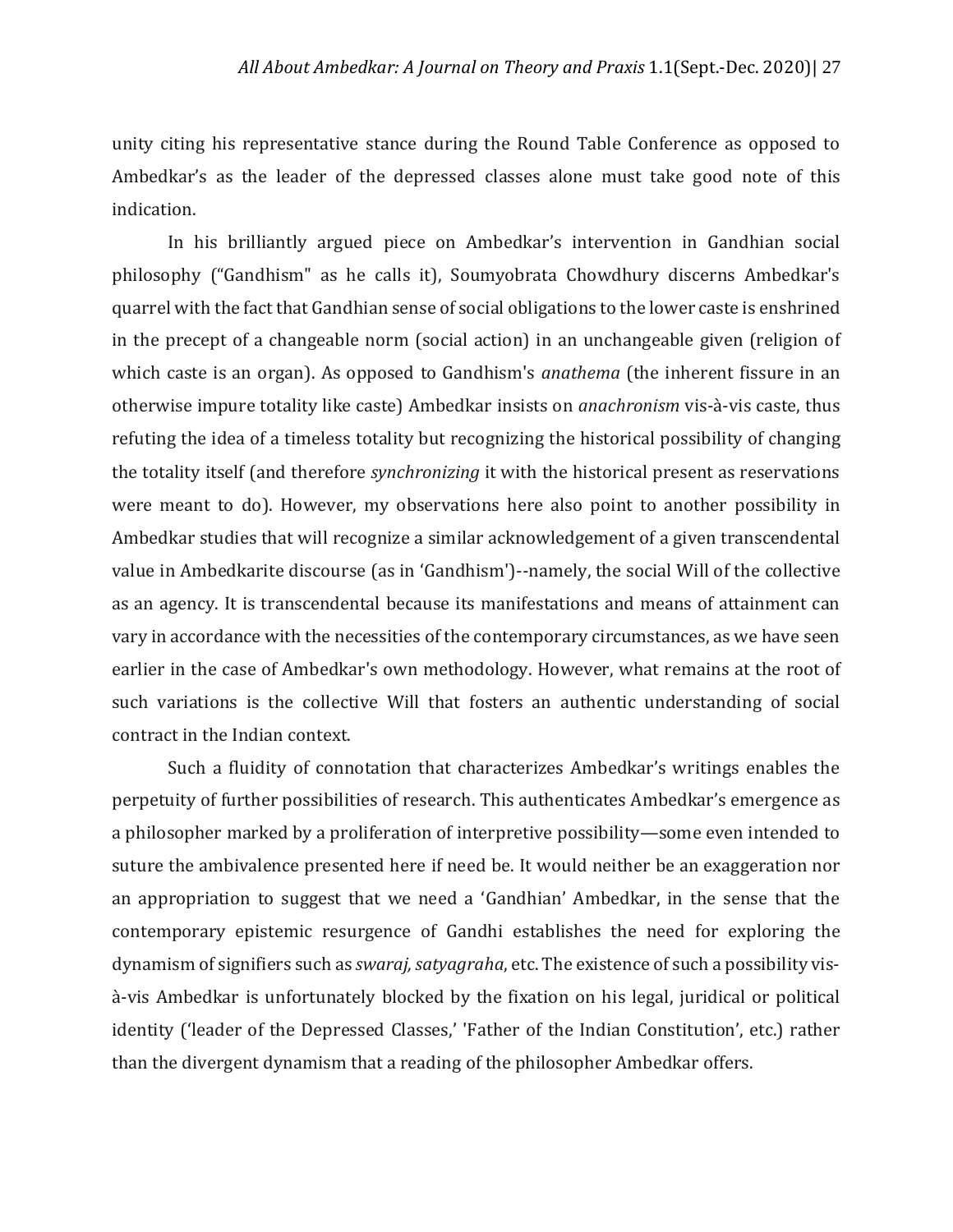unity citing his representative stance during the Round Table Conference as opposed to Ambedkar's as the leader of the depressed classes alone must take good note of this indication.

In his brilliantly argued piece on Ambedkar's intervention in Gandhian social philosophy ("Gandhism" as he calls it), Soumyobrata Chowdhury discerns Ambedkar's quarrel with the fact that Gandhian sense of social obligations to the lower caste is enshrined in the precept of a changeable norm (social action) in an unchangeable given (religion of which caste is an organ). As opposed to Gandhism's *anathema* (the inherent fissure in an otherwise impure totality like caste) Ambedkar insists on *anachronism* vis-à-vis caste, thus refuting the idea of a timeless totality but recognizing the historical possibility of changing the totality itself (and therefore *synchronizing* it with the historical present as reservations were meant to do). However, my observations here also point to another possibility in Ambedkar studies that will recognize a similar acknowledgement of a given transcendental value in Ambedkarite discourse (as in 'Gandhism')--namely, the social Will of the collective as an agency. It is transcendental because its manifestations and means of attainment can vary in accordance with the necessities of the contemporary circumstances, as we have seen earlier in the case of Ambedkar's own methodology. However, what remains at the root of such variations is the collective Will that fosters an authentic understanding of social contract in the Indian context.

Such a fluidity of connotation that characterizes Ambedkar's writings enables the perpetuity of further possibilities of research. This authenticates Ambedkar's emergence as a philosopher marked by a proliferation of interpretive possibility—some even intended to suture the ambivalence presented here if need be. It would neither be an exaggeration nor an appropriation to suggest that we need a 'Gandhian' Ambedkar, in the sense that the contemporary epistemic resurgence of Gandhi establishes the need for exploring the dynamism of signifiers such as *swaraj, satyagraha*, etc. The existence of such a possibility vis-à-vis Ambedkar is unfortunately blocked by the fixation on his legal, juridical or political identity ('leader of the Depressed Classes,' 'Father of the Indian Constitution', etc.) rather than the divergent dynamism that a reading of the philosopher Ambedkar offers.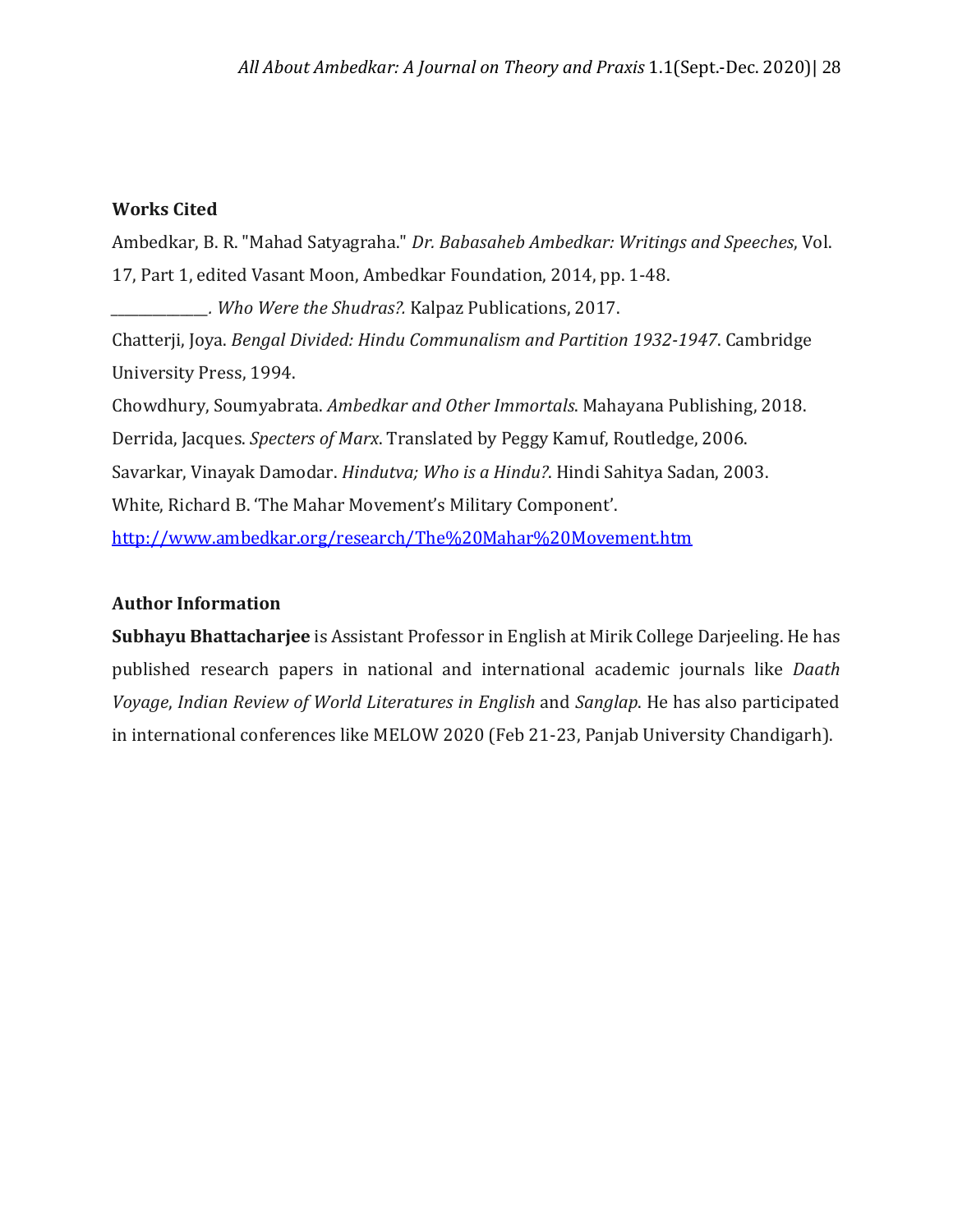## Works Cited

Ambedkar, B. R. "Mahad Satyagraha." *Dr. Babasaheb Ambedkar: Writings and Speeches*, Vol. 17, Part 1, edited Vasant Moon, Ambedkar Foundation, 2014, pp. 1-48.

______________. *Who Were the Shudras?.* Kalpaz Publications, 2017.

Chatterji, Joya. *Bengal Divided: Hindu Communalism and Partition 1932-1947*. Cambridge University Press, 1994.

Chowdhury, Soumyabrata. *Ambedkar and Other Immortals*. Mahayana Publishing, 2018.

Derrida, Jacques. *Specters of Marx*. Translated by Peggy Kamuf, Routledge, 2006.

Savarkar, Vinayak Damodar. *Hindutva; Who is a Hindu?*. Hindi Sahitya Sadan, 2003.

White, Richard B. 'The Mahar Movement's Military Component'. http://www.ambedkar.org/research/The%20Mahar%20Movement.htm

## Author Information

**Subhayu Bhattacharjee** is Assistant Professor in English at Mirik College Darjeeling. He has published research papers in national and international academic journals like *Daath Voyage*, *Indian Review of World Literatures in English* and *Sanglap*. He has also participated in international conferences like MELOW 2020 (Feb 21-23, Panjab University Chandigarh).